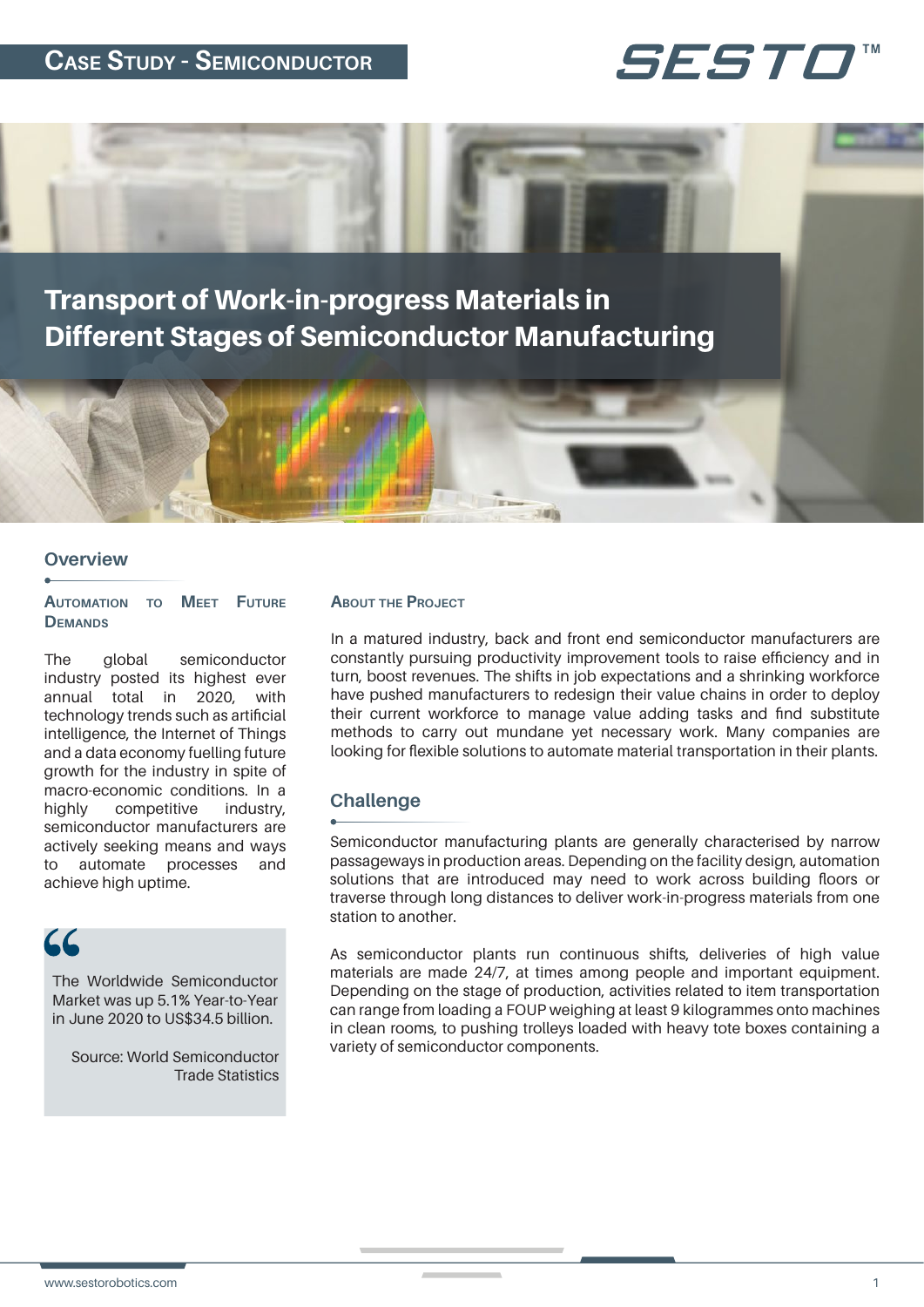# Case Study - Semiconductor

SESTO™

# Transport of Work-in-progress Materials in Different Stages of Semiconductor Manufacturing

## Overview

### Automation to Meet Future Demands

The global semiconductor industry posted its highest ever annual total in 2020, with technology trends such as artificial intelligence, the Internet of Things and a data economy fuelling future growth for the industry in spite of macro-economic conditions. In a highly competitive industry, semiconductor manufacturers are actively seeking means and ways to automate processes and achieve high uptime.

> The Worldwide Semiconductor Market was up 5.1% Year-to-Year in June 2020 to US$34.5 billion.
>
> Source: World Semiconductor Trade Statistics

### About the Project

In a matured industry, back and front end semiconductor manufacturers are constantly pursuing productivity improvement tools to raise efficiency and in turn, boost revenues. The shifts in job expectations and a shrinking workforce have pushed manufacturers to redesign their value chains in order to deploy their current workforce to manage value adding tasks and find substitute methods to carry out mundane yet necessary work. Many companies are looking for flexible solutions to automate material transportation in their plants.

## Challenge

Semiconductor manufacturing plants are generally characterised by narrow passageways in production areas. Depending on the facility design, automation solutions that are introduced may need to work across building floors or traverse through long distances to deliver work-in-progress materials from one station to another.

As semiconductor plants run continuous shifts, deliveries of high value materials are made 24/7, at times among people and important equipment. Depending on the stage of production, activities related to item transportation can range from loading a FOUP weighing at least 9 kilogrammes onto machines in clean rooms, to pushing trolleys loaded with heavy tote boxes containing a variety of semiconductor components.

www.sestorobotics.com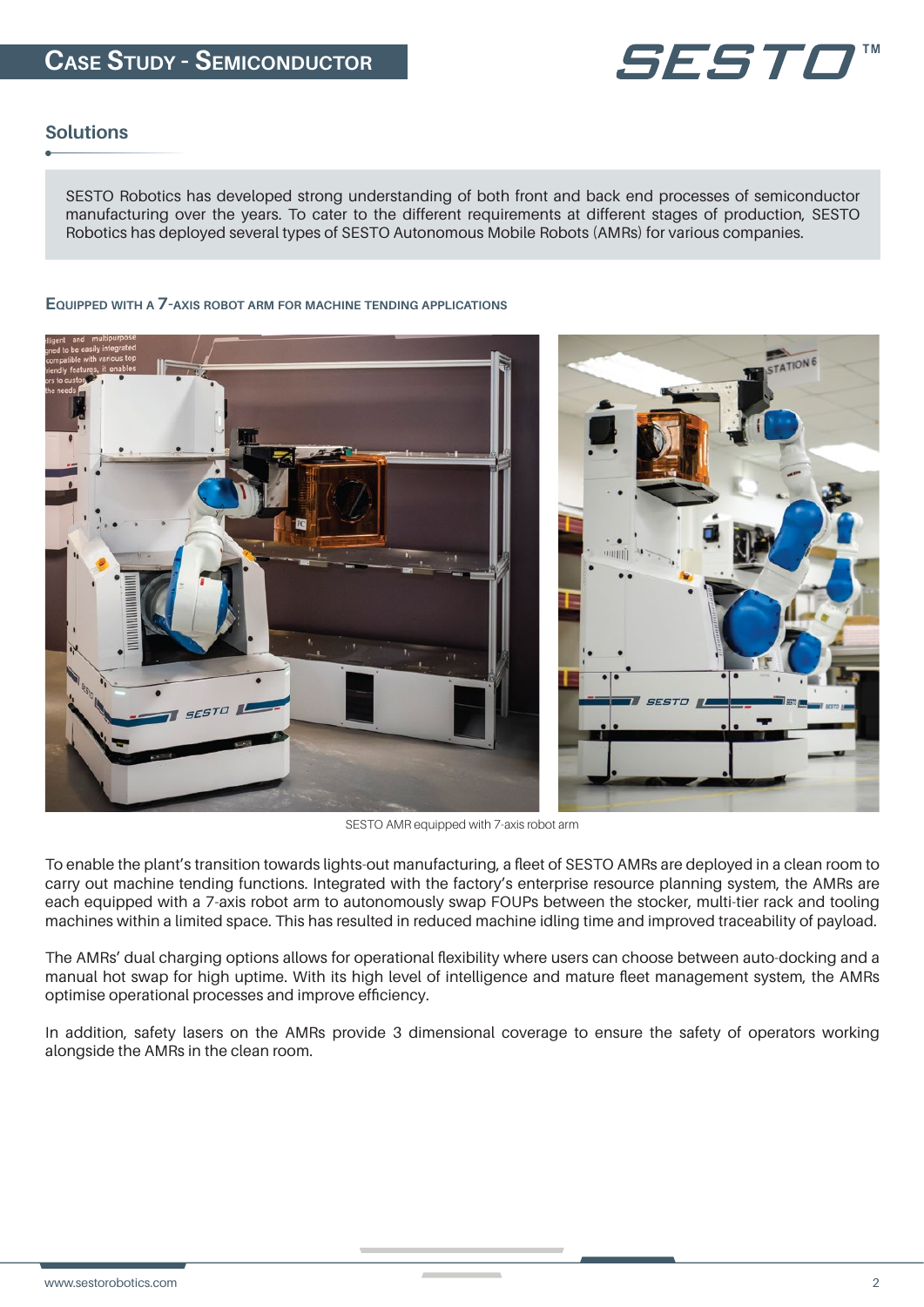# Case Study - Semiconductor

## Solutions

SESTO Robotics has developed strong understanding of both front and back end processes of semiconductor manufacturing over the years. To cater to the different requirements at different stages of production, SESTO Robotics has deployed several types of SESTO Autonomous Mobile Robots (AMRs) for various companies.

### Equipped with a 7-axis robot arm for machine tending applications

SESTO AMR equipped with 7-axis robot arm

To enable the plant's transition towards lights-out manufacturing, a fleet of SESTO AMRs are deployed in a clean room to carry out machine tending functions. Integrated with the factory's enterprise resource planning system, the AMRs are each equipped with a 7-axis robot arm to autonomously swap FOUPs between the stocker, multi-tier rack and tooling machines within a limited space. This has resulted in reduced machine idling time and improved traceability of payload.

The AMRs' dual charging options allows for operational flexibility where users can choose between auto-docking and a manual hot swap for high uptime. With its high level of intelligence and mature fleet management system, the AMRs optimise operational processes and improve efficiency.

In addition, safety lasers on the AMRs provide 3 dimensional coverage to ensure the safety of operators working alongside the AMRs in the clean room.